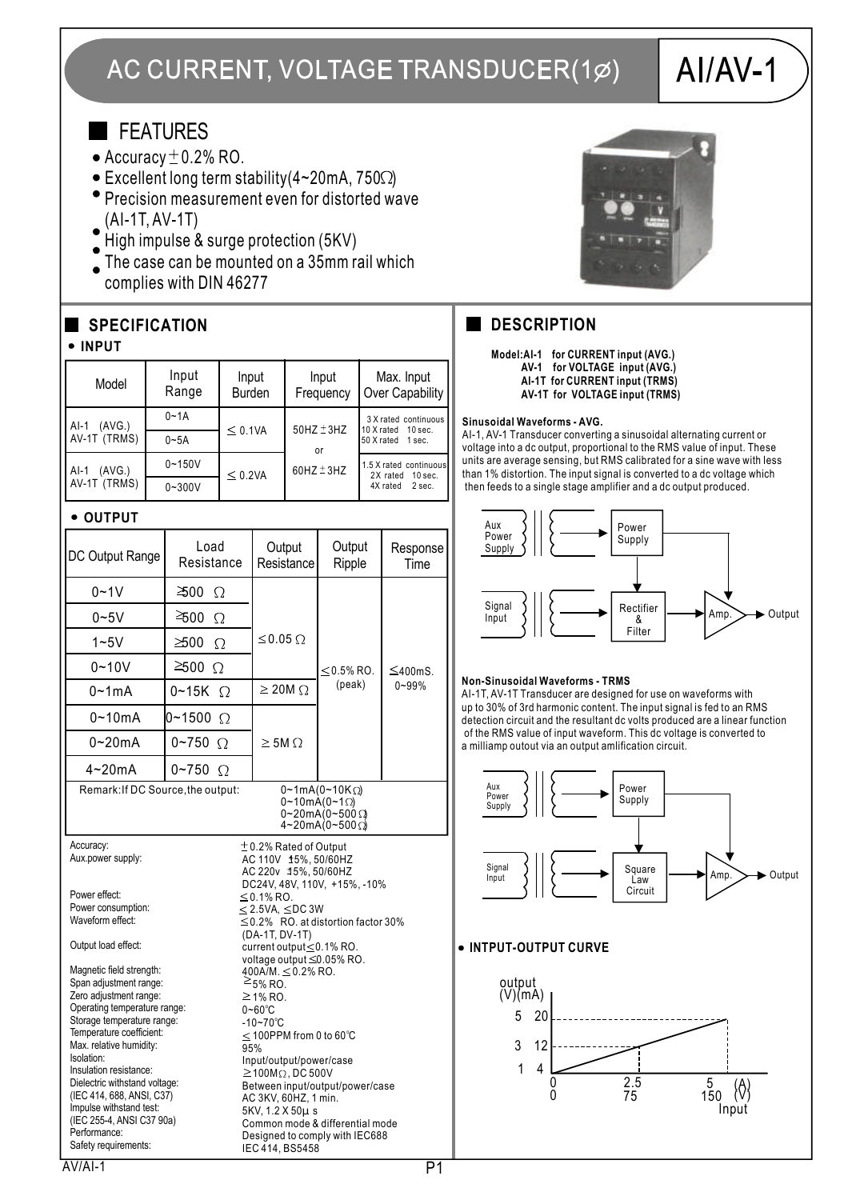# AC CURRENT, VOLTAGE TRANSDUCER(1∅)

# AI/AV-1

## FEATURES

- Accuracy ±0.2% RO.
- Excellent long term stability(4~20mA, 750Ω)
- Precision measurement even for distorted wave (AI-1T, AV-1T)
- High impulse & surge protection (5KV)
- The case can be mounted on a 35mm rail which complies with DIN 46277

## SPECIFICATION

**• INPUT**

| Model | Input Range | Input Burden | Input Frequency | Max. Input Over Capability |
|---|---|---|---|---|
| AI-1 (AVG.) AV-1T (TRMS) | 0~1A | ≤ 0.1VA | 50HZ ± 3HZ or 60HZ ± 3HZ | 3 X rated continuous 10 X rated 10 sec. 50 X rated 1 sec. |
| | 0~5A | | | |
| AI-1 (AVG.) AV-1T (TRMS) | 0~150V | ≤ 0.2VA | | 1.5 X rated continuous 2X rated 10 sec. 4X rated 2 sec. |
| | 0~300V | | | |

**• OUTPUT**

| DC Output Range | Load Resistance | Output Resistance | Output Ripple | Response Time |
|---|---|---|---|---|
| 0~1V | ≥500 Ω | ≤ 0.05 Ω | ≤ 0.5% RO. (peak) | ≤400mS. 0~99% |
| 0~5V | ≥500 Ω | | | |
| 1~5V | ≥500 Ω | | | |
| 0~10V | ≥500 Ω | | | |
| 0~1mA | 0~15K Ω | ≥ 20M Ω | | |
| 0~10mA | 0~1500 Ω | ≥ 5M Ω | | |
| 0~20mA | 0~750 Ω | | | |
| 4~20mA | 0~750 Ω | | | |

Remark:If DC Source,the output: 0~1mA(0~10KΩ) 0~10mA(0~1Ω) 0~20mA(0~500Ω) 4~20mA(0~500Ω)

| | |
|---|---|
| Accuracy: | ±0.2% Rated of Output |
| Aux.power supply: | AC 110V ±15%, 50/60HZ<br>AC 220v ±15%, 50/60HZ<br>DC24V, 48V, 110V, +15%, -10% |
| Power effect: | ≤0.1% RO. |
| Power consumption: | ≤ 2.5VA, ≤DC 3W |
| Waveform effect: | ≤0.2% RO. at distortion factor 30% (DA-1T, DV-1T) |
| Output load effect: | current output≤0.1% RO.<br>voltage output≤0.05% RO. |
| Magnetic field strength: | 400A/M. ≤0.2% RO. |
| Span adjustment range: | ≥5% RO. |
| Zero adjustment range: | ≥1% RO. |
| Operating temperature range: | 0~60℃ |
| Storage temperature range: | -10~70℃ |
| Temperature coefficient: | ≤ 100PPM from 0 to 60℃ |
| Max. relative humidity: | 95% |
| Isolation: | Input/output/power/case |
| Insulation resistance: | ≥100MΩ, DC 500V |
| Dielectric withstand voltage: (IEC 414, 688, ANSI, C37) | Between input/output/power/case<br>AC 3KV, 60HZ, 1 min. |
| Impulse withstand test: (IEC 255-4, ANSI C37 90a) | 5KV, 1.2 X 50μ s<br>Common mode & differential mode |
| Performance: | Designed to comply with IEC688 |
| Safety requirements: | IEC 414, BS5458 |

## DESCRIPTION

**Model:AI-1 for CURRENT input (AVG.)**
**AV-1 for VOLTAGE input (AVG.)**
**AI-1T for CURRENT input (TRMS)**
**AV-1T for VOLTAGE input (TRMS)**

**Sinusoidal Waveforms - AVG.**

AI-1, AV-1 Transducer converting a sinusoidal alternating current or voltage into a dc output, proportional to the RMS value of input. These units are average sensing, but RMS calibrated for a sine wave with less than 1% distortion. The input signal is converted to a dc voltage which then feeds to a single stage amplifier and a dc output produced.

Aux Power Supply → Power Supply; Signal Input → Rectifier & Filter → Amp. → Output

**Non-Sinusoidal Waveforms - TRMS**

AI-1T, AV-1T Transducer are designed for use on waveforms with up to 30% of 3rd harmonic content. The input signal is fed to an RMS detection circuit and the resultant dc volts produced are a linear function of the RMS value of input waveform. This dc voltage is converted to a milliamp outout via an output amlification circuit.

Aux Power Supply → Power Supply; Signal Input → Square Law Circuit → Amp. → Output

**• INTPUT-OUTPUT CURVE**

Output (V)(mA): 1/4, 3/12, 5/20; Input (A)/(V): 0/0, 2.5/75, 5/150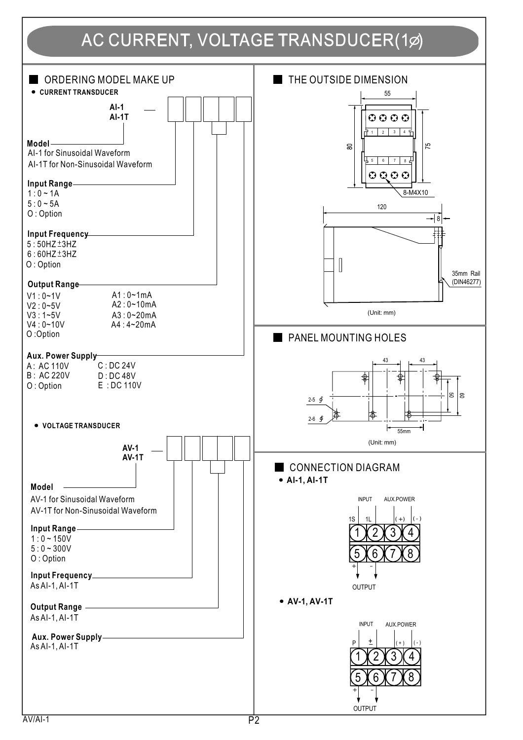# AC CURRENT, VOLTAGE TRANSDUCER(1ø)

## ORDERING MODEL MAKE UP

- **CURRENT TRANSDUCER**

**AI-1**
**AI-1T**

**Model**
AI-1 for Sinusoidal Waveform
AI-1T for Non-Sinusoidal Waveform

**Input Range**
1 : 0 ~ 1A
5 : 0 ~ 5A
O : Option

**Input Frequency**
5 : 50HZ ±3HZ
6 : 60HZ ±3HZ
O : Option

**Output Range**

| | |
|---|---|
| V1 : 0~1V | A1 : 0~1mA |
| V2 : 0~5V | A2 : 0~10mA |
| V3 : 1~5V | A3 : 0~20mA |
| V4 : 0~10V | A4 : 4~20mA |
| O :Option | |

**Aux. Power Supply**

| | |
|---|---|
| A : AC 110V | C : DC 24V |
| B : AC 220V | D : DC 48V |
| O : Option | E : DC 110V |

- **VOLTAGE TRANSDUCER**

**AV-1**
**AV-1T**

**Model**
AV-1 for Sinusoidal Waveform
AV-1T for Non-Sinusoidal Waveform

**Input Range**
1 : 0 ~ 150V
5 : 0 ~ 300V
O : Option

**Input Frequency**
As AI-1, AI-1T

**Output Range**
As AI-1, AI-1T

**Aux. Power Supply**
As AI-1, AI-1T

## THE OUTSIDE DIMENSION

55
80
75
1 2 3 4
5 6 7 8
8-M4X10
120
8
35mm Rail (DIN46277)

(Unit: mm)

## PANEL MOUNTING HOLES

43
43
50
60
2-5 ø
2-6 ø
55mm

(Unit: mm)

## CONNECTION DIAGRAM

- **AI-1, AI-1T**

INPUT AUX.POWER
1S 1L (+) (-)
1 2 3 4
5 6 7 8
+ -
OUTPUT

- **AV-1, AV-1T**

INPUT AUX.POWER
P ± (+) (-)
1 2 3 4
5 6 7 8
+ -
OUTPUT

AV/AI-1